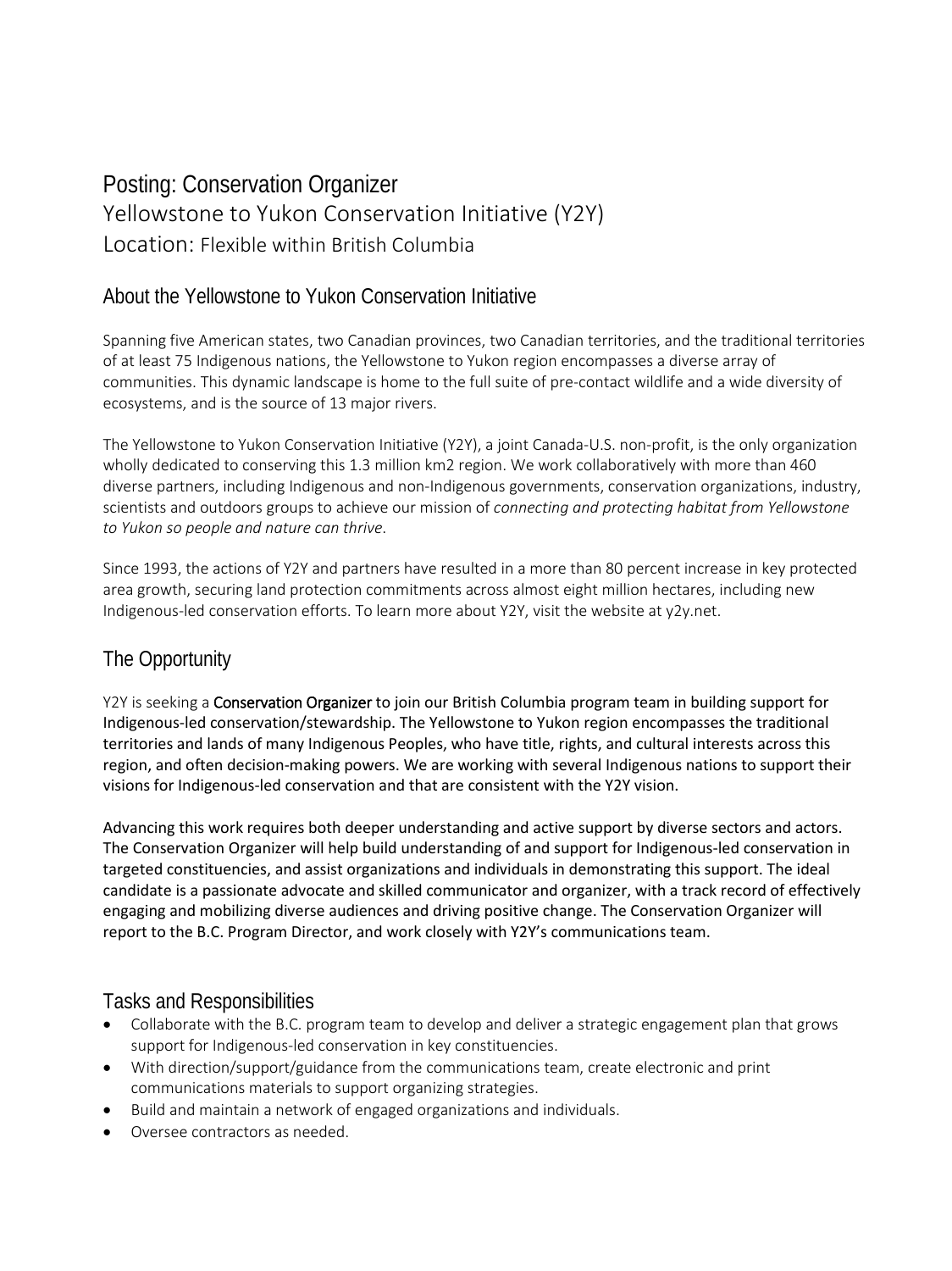# Posting: Conservation Organizer

## Yellowstone to Yukon Conservation Initiative (Y2Y)

### Location: Flexible within British Columbia

## About the Yellowstone to Yukon Conservation Initiative

Spanning five American states, two Canadian provinces, two Canadian territories, and the traditional territories of at least 75 Indigenous nations, the Yellowstone to Yukon region encompasses a diverse array of communities. This dynamic landscape is home to the full suite of pre-contact wildlife and a wide diversity of ecosystems, and is the source of 13 major rivers.

The Yellowstone to Yukon Conservation Initiative (Y2Y), a joint Canada-U.S. non-profit, is the only organization wholly dedicated to conserving this 1.3 million km2 region. We work collaboratively with more than 460 diverse partners, including Indigenous and non-Indigenous governments, conservation organizations, industry, scientists and outdoors groups to achieve our mission of *connecting and protecting habitat from Yellowstone to Yukon so people and nature can thrive*.

Since 1993, the actions of Y2Y and partners have resulted in a more than 80 percent increase in key protected area growth, securing land protection commitments across almost eight million hectares, including new Indigenous-led conservation efforts. To learn more about Y2Y, visit the website at y2y.net.

## The Opportunity

Y2Y is seeking a **Conservation Organizer** to join our British Columbia program team in building support for Indigenous-led conservation/stewardship. The Yellowstone to Yukon region encompasses the traditional territories and lands of many Indigenous Peoples, who have title, rights, and cultural interests across this region, and often decision-making powers. We are working with several Indigenous nations to support their visions for Indigenous-led conservation and that are consistent with the Y2Y vision.

Advancing this work requires both deeper understanding and active support by diverse sectors and actors. The Conservation Organizer will help build understanding of and support for Indigenous-led conservation in targeted constituencies, and assist organizations and individuals in demonstrating this support. The ideal candidate is a passionate advocate and skilled communicator and organizer, with a track record of effectively engaging and mobilizing diverse audiences and driving positive change. The Conservation Organizer will report to the B.C. Program Director, and work closely with Y2Y's communications team.

## Tasks and Responsibilities

- Collaborate with the B.C. program team to develop and deliver a strategic engagement plan that grows support for Indigenous-led conservation in key constituencies.
- With direction/support/guidance from the communications team, create electronic and print communications materials to support organizing strategies.
- Build and maintain a network of engaged organizations and individuals.
- Oversee contractors as needed.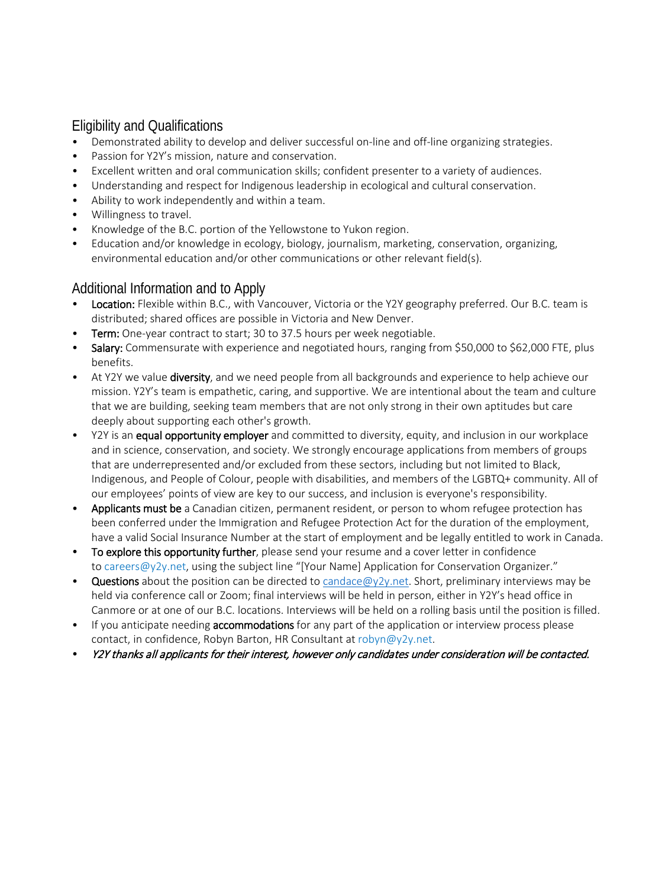## Eligibility and Qualifications

- Demonstrated ability to develop and deliver successful on-line and off-line organizing strategies.
- Passion for Y2Y's mission, nature and conservation.
- Excellent written and oral communication skills; confident presenter to a variety of audiences.
- Understanding and respect for Indigenous leadership in ecological and cultural conservation.
- Ability to work independently and within a team.
- Willingness to travel.
- Knowledge of the B.C. portion of the Yellowstone to Yukon region.
- Education and/or knowledge in ecology, biology, journalism, marketing, conservation, organizing, environmental education and/or other communications or other relevant field(s).

## Additional Information and to Apply

- **Location:** Flexible within B.C., with Vancouver, Victoria or the Y2Y geography preferred. Our B.C. team is distributed; shared offices are possible in Victoria and New Denver.
- **Term:** One-year contract to start; 30 to 37.5 hours per week negotiable.
- **Salary:** Commensurate with experience and negotiated hours, ranging from $50,000 to $62,000 FTE, plus benefits.
- At Y2Y we value **diversity**, and we need people from all backgrounds and experience to help achieve our mission. Y2Y's team is empathetic, caring, and supportive. We are intentional about the team and culture that we are building, seeking team members that are not only strong in their own aptitudes but care deeply about supporting each other's growth.
- Y2Y is an **equal opportunity employer** and committed to diversity, equity, and inclusion in our workplace and in science, conservation, and society. We strongly encourage applications from members of groups that are underrepresented and/or excluded from these sectors, including but not limited to Black, Indigenous, and People of Colour, people with disabilities, and members of the LGBTQ+ community. All of our employees' points of view are key to our success, and inclusion is everyone's responsibility.
- **Applicants must be** a Canadian citizen, permanent resident, or person to whom refugee protection has been conferred under the Immigration and Refugee Protection Act for the duration of the employment, have a valid Social Insurance Number at the start of employment and be legally entitled to work in Canada.
- **To explore this opportunity further**, please send your resume and a cover letter in confidence to careers@y2y.net, using the subject line "[Your Name] Application for Conservation Organizer."
- **Questions** about the position can be directed to candace@y2y.net. Short, preliminary interviews may be held via conference call or Zoom; final interviews will be held in person, either in Y2Y's head office in Canmore or at one of our B.C. locations. Interviews will be held on a rolling basis until the position is filled.
- If you anticipate needing **accommodations** for any part of the application or interview process please contact, in confidence, Robyn Barton, HR Consultant at robyn@y2y.net.
- *Y2Y thanks all applicants for their interest, however only candidates under consideration will be contacted.*